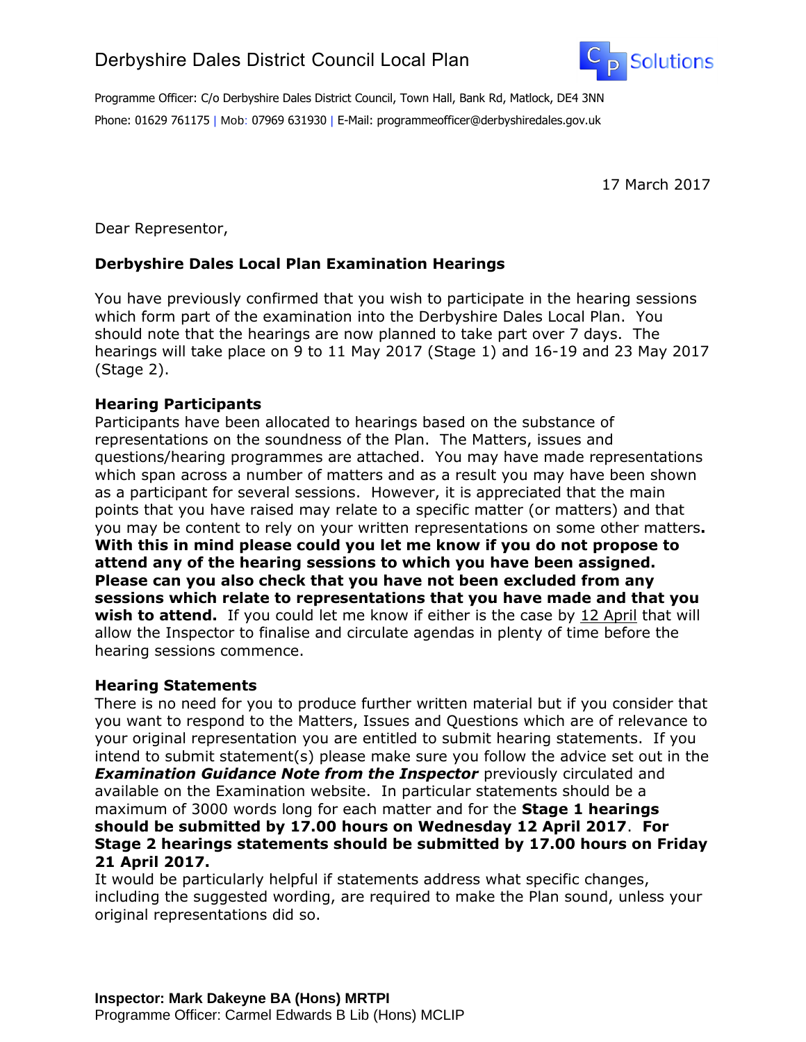# Derbyshire Dales District Council Local Plan

CP Solutions

Programme Officer: C/o Derbyshire Dales District Council, Town Hall, Bank Rd, Matlock, DE4 3NN
Phone: 01629 761175 | Mob: 07969 631930 | E-Mail: programmeofficer@derbyshiredales.gov.uk

17 March 2017

Dear Representor,

**Derbyshire Dales Local Plan Examination Hearings**

You have previously confirmed that you wish to participate in the hearing sessions which form part of the examination into the Derbyshire Dales Local Plan. You should note that the hearings are now planned to take part over 7 days. The hearings will take place on 9 to 11 May 2017 (Stage 1) and 16-19 and 23 May 2017 (Stage 2).

**Hearing Participants**

Participants have been allocated to hearings based on the substance of representations on the soundness of the Plan. The Matters, issues and questions/hearing programmes are attached. You may have made representations which span across a number of matters and as a result you may have been shown as a participant for several sessions. However, it is appreciated that the main points that you have raised may relate to a specific matter (or matters) and that you may be content to rely on your written representations on some other matters**.** **With this in mind please could you let me know if you do not propose to attend any of the hearing sessions to which you have been assigned. Please can you also check that you have not been excluded from any sessions which relate to representations that you have made and that you wish to attend.** If you could let me know if either is the case by 12 April that will allow the Inspector to finalise and circulate agendas in plenty of time before the hearing sessions commence.

**Hearing Statements**

There is no need for you to produce further written material but if you consider that you want to respond to the Matters, Issues and Questions which are of relevance to your original representation you are entitled to submit hearing statements. If you intend to submit statement(s) please make sure you follow the advice set out in the ***Examination Guidance Note from the Inspector*** previously circulated and available on the Examination website. In particular statements should be a maximum of 3000 words long for each matter and for the **Stage 1 hearings should be submitted by 17.00 hours on Wednesday 12 April 2017**. **For Stage 2 hearings statements should be submitted by 17.00 hours on Friday 21 April 2017.**

It would be particularly helpful if statements address what specific changes, including the suggested wording, are required to make the Plan sound, unless your original representations did so.

**Inspector: Mark Dakeyne BA (Hons) MRTPI**
Programme Officer: Carmel Edwards B Lib (Hons) MCLIP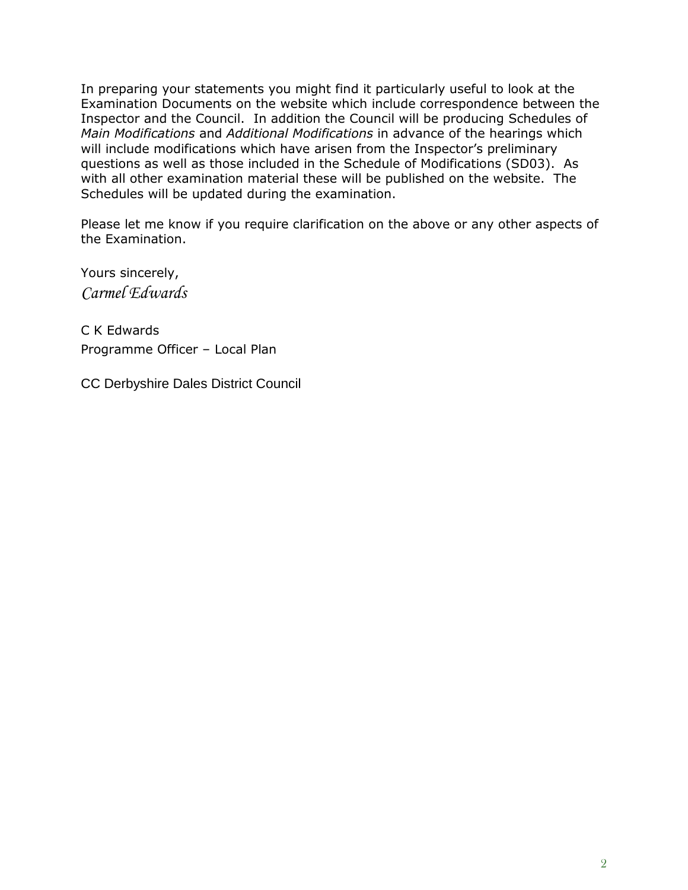In preparing your statements you might find it particularly useful to look at the Examination Documents on the website which include correspondence between the Inspector and the Council. In addition the Council will be producing Schedules of *Main Modifications* and *Additional Modifications* in advance of the hearings which will include modifications which have arisen from the Inspector's preliminary questions as well as those included in the Schedule of Modifications (SD03). As with all other examination material these will be published on the website. The Schedules will be updated during the examination.

Please let me know if you require clarification on the above or any other aspects of the Examination.

Yours sincerely,

*Carmel Edwards*

C K Edwards

Programme Officer – Local Plan

CC Derbyshire Dales District Council